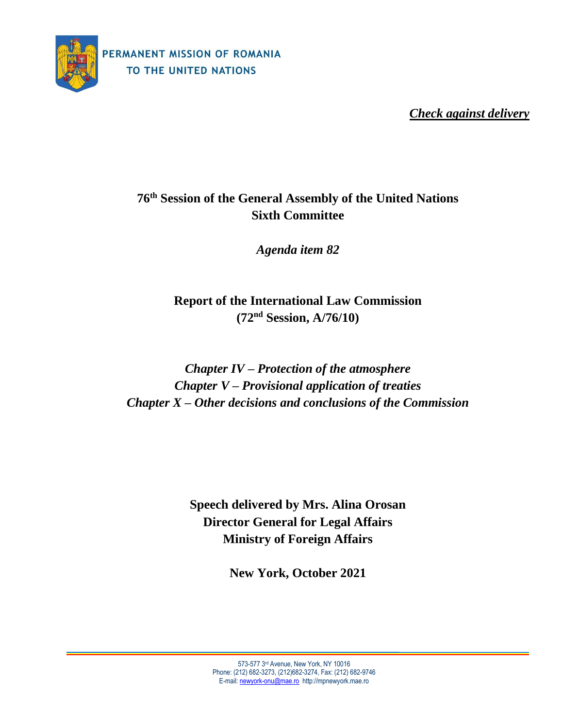PERMANENT MISSION OF ROMANIA
TO THE UNITED NATIONS

***Check against delivery***

# 76th Session of the General Assembly of the United Nations Sixth Committee

*Agenda item 82*

## Report of the International Law Commission (72nd Session, A/76/10)

*Chapter IV – Protection of the atmosphere*
*Chapter V – Provisional application of treaties*
*Chapter X – Other decisions and conclusions of the Commission*

**Speech delivered by Mrs. Alina Orosan**
**Director General for Legal Affairs**
**Ministry of Foreign Affairs**

**New York, October 2021**

573-577 3rd Avenue, New York, NY 10016
Phone: (212) 682-3273, (212)682-3274, Fax: (212) 682-9746
E-mail: newyork-onu@mae.ro http://mpnewyork.mae.ro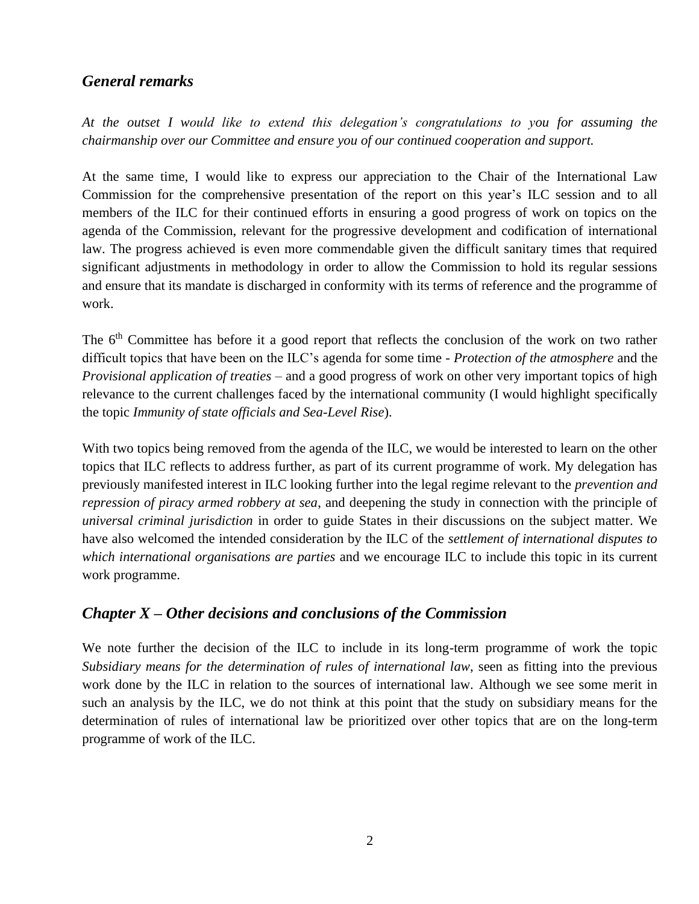## *General remarks*

*At the outset I would like to extend this delegation's congratulations to you for assuming the chairmanship over our Committee and ensure you of our continued cooperation and support.*

At the same time, I would like to express our appreciation to the Chair of the International Law Commission for the comprehensive presentation of the report on this year's ILC session and to all members of the ILC for their continued efforts in ensuring a good progress of work on topics on the agenda of the Commission, relevant for the progressive development and codification of international law. The progress achieved is even more commendable given the difficult sanitary times that required significant adjustments in methodology in order to allow the Commission to hold its regular sessions and ensure that its mandate is discharged in conformity with its terms of reference and the programme of work.

The 6th Committee has before it a good report that reflects the conclusion of the work on two rather difficult topics that have been on the ILC's agenda for some time - *Protection of the atmosphere* and the *Provisional application of treaties* – and a good progress of work on other very important topics of high relevance to the current challenges faced by the international community (I would highlight specifically the topic *Immunity of state officials and Sea-Level Rise*).

With two topics being removed from the agenda of the ILC, we would be interested to learn on the other topics that ILC reflects to address further, as part of its current programme of work. My delegation has previously manifested interest in ILC looking further into the legal regime relevant to the *prevention and repression of piracy armed robbery at sea*, and deepening the study in connection with the principle of *universal criminal jurisdiction* in order to guide States in their discussions on the subject matter. We have also welcomed the intended consideration by the ILC of the *settlement of international disputes to which international organisations are parties* and we encourage ILC to include this topic in its current work programme.

## *Chapter X – Other decisions and conclusions of the Commission*

We note further the decision of the ILC to include in its long-term programme of work the topic *Subsidiary means for the determination of rules of international law*, seen as fitting into the previous work done by the ILC in relation to the sources of international law. Although we see some merit in such an analysis by the ILC, we do not think at this point that the study on subsidiary means for the determination of rules of international law be prioritized over other topics that are on the long-term programme of work of the ILC.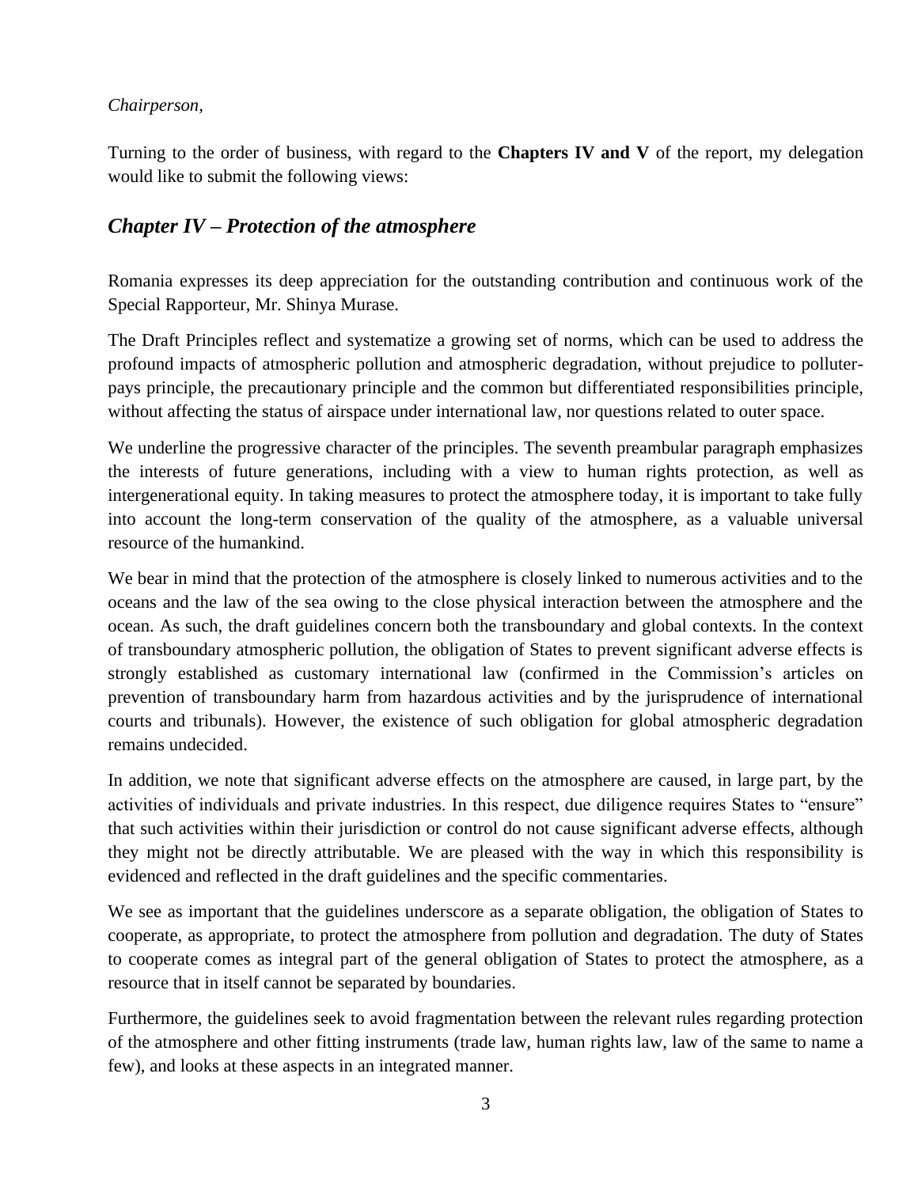*Chairperson,*

Turning to the order of business, with regard to the **Chapters IV and V** of the report, my delegation would like to submit the following views:

## *Chapter IV – Protection of the atmosphere*

Romania expresses its deep appreciation for the outstanding contribution and continuous work of the Special Rapporteur, Mr. Shinya Murase.

The Draft Principles reflect and systematize a growing set of norms, which can be used to address the profound impacts of atmospheric pollution and atmospheric degradation, without prejudice to polluter-pays principle, the precautionary principle and the common but differentiated responsibilities principle, without affecting the status of airspace under international law, nor questions related to outer space.

We underline the progressive character of the principles. The seventh preambular paragraph emphasizes the interests of future generations, including with a view to human rights protection, as well as intergenerational equity. In taking measures to protect the atmosphere today, it is important to take fully into account the long-term conservation of the quality of the atmosphere, as a valuable universal resource of the humankind.

We bear in mind that the protection of the atmosphere is closely linked to numerous activities and to the oceans and the law of the sea owing to the close physical interaction between the atmosphere and the ocean. As such, the draft guidelines concern both the transboundary and global contexts. In the context of transboundary atmospheric pollution, the obligation of States to prevent significant adverse effects is strongly established as customary international law (confirmed in the Commission's articles on prevention of transboundary harm from hazardous activities and by the jurisprudence of international courts and tribunals). However, the existence of such obligation for global atmospheric degradation remains undecided.

In addition, we note that significant adverse effects on the atmosphere are caused, in large part, by the activities of individuals and private industries. In this respect, due diligence requires States to "ensure" that such activities within their jurisdiction or control do not cause significant adverse effects, although they might not be directly attributable. We are pleased with the way in which this responsibility is evidenced and reflected in the draft guidelines and the specific commentaries.

We see as important that the guidelines underscore as a separate obligation, the obligation of States to cooperate, as appropriate, to protect the atmosphere from pollution and degradation. The duty of States to cooperate comes as integral part of the general obligation of States to protect the atmosphere, as a resource that in itself cannot be separated by boundaries.

Furthermore, the guidelines seek to avoid fragmentation between the relevant rules regarding protection of the atmosphere and other fitting instruments (trade law, human rights law, law of the same to name a few), and looks at these aspects in an integrated manner.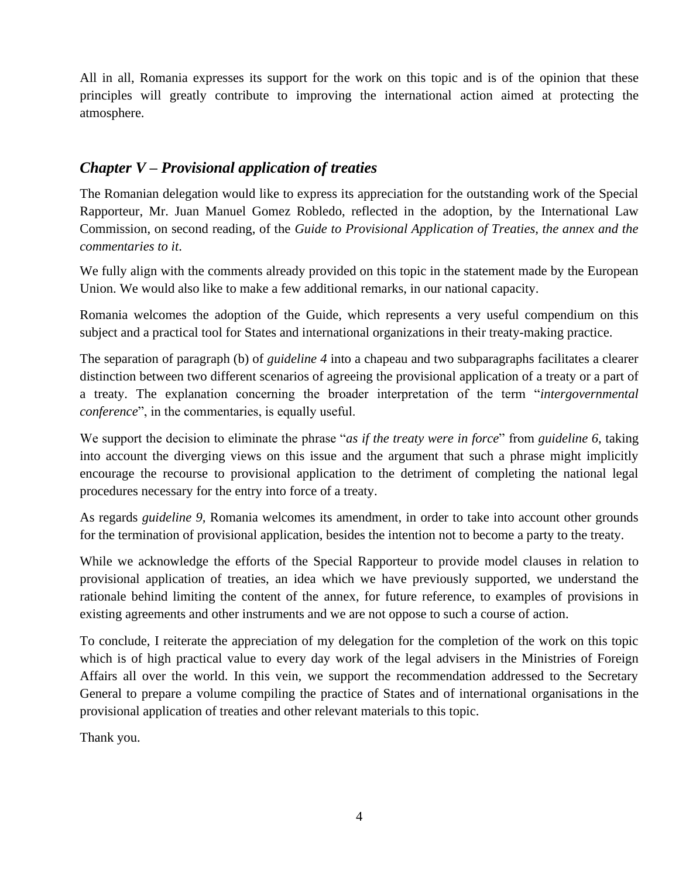All in all, Romania expresses its support for the work on this topic and is of the opinion that these principles will greatly contribute to improving the international action aimed at protecting the atmosphere.

## *Chapter V – Provisional application of treaties*

The Romanian delegation would like to express its appreciation for the outstanding work of the Special Rapporteur, Mr. Juan Manuel Gomez Robledo, reflected in the adoption, by the International Law Commission, on second reading, of the *Guide to Provisional Application of Treaties, the annex and the commentaries to it*.

We fully align with the comments already provided on this topic in the statement made by the European Union. We would also like to make a few additional remarks, in our national capacity.

Romania welcomes the adoption of the Guide, which represents a very useful compendium on this subject and a practical tool for States and international organizations in their treaty-making practice.

The separation of paragraph (b) of *guideline 4* into a chapeau and two subparagraphs facilitates a clearer distinction between two different scenarios of agreeing the provisional application of a treaty or a part of a treaty. The explanation concerning the broader interpretation of the term "*intergovernmental conference*", in the commentaries, is equally useful.

We support the decision to eliminate the phrase "*as if the treaty were in force*" from *guideline 6*, taking into account the diverging views on this issue and the argument that such a phrase might implicitly encourage the recourse to provisional application to the detriment of completing the national legal procedures necessary for the entry into force of a treaty.

As regards *guideline 9*, Romania welcomes its amendment, in order to take into account other grounds for the termination of provisional application, besides the intention not to become a party to the treaty.

While we acknowledge the efforts of the Special Rapporteur to provide model clauses in relation to provisional application of treaties, an idea which we have previously supported, we understand the rationale behind limiting the content of the annex, for future reference, to examples of provisions in existing agreements and other instruments and we are not oppose to such a course of action.

To conclude, I reiterate the appreciation of my delegation for the completion of the work on this topic which is of high practical value to every day work of the legal advisers in the Ministries of Foreign Affairs all over the world. In this vein, we support the recommendation addressed to the Secretary General to prepare a volume compiling the practice of States and of international organisations in the provisional application of treaties and other relevant materials to this topic.

Thank you.